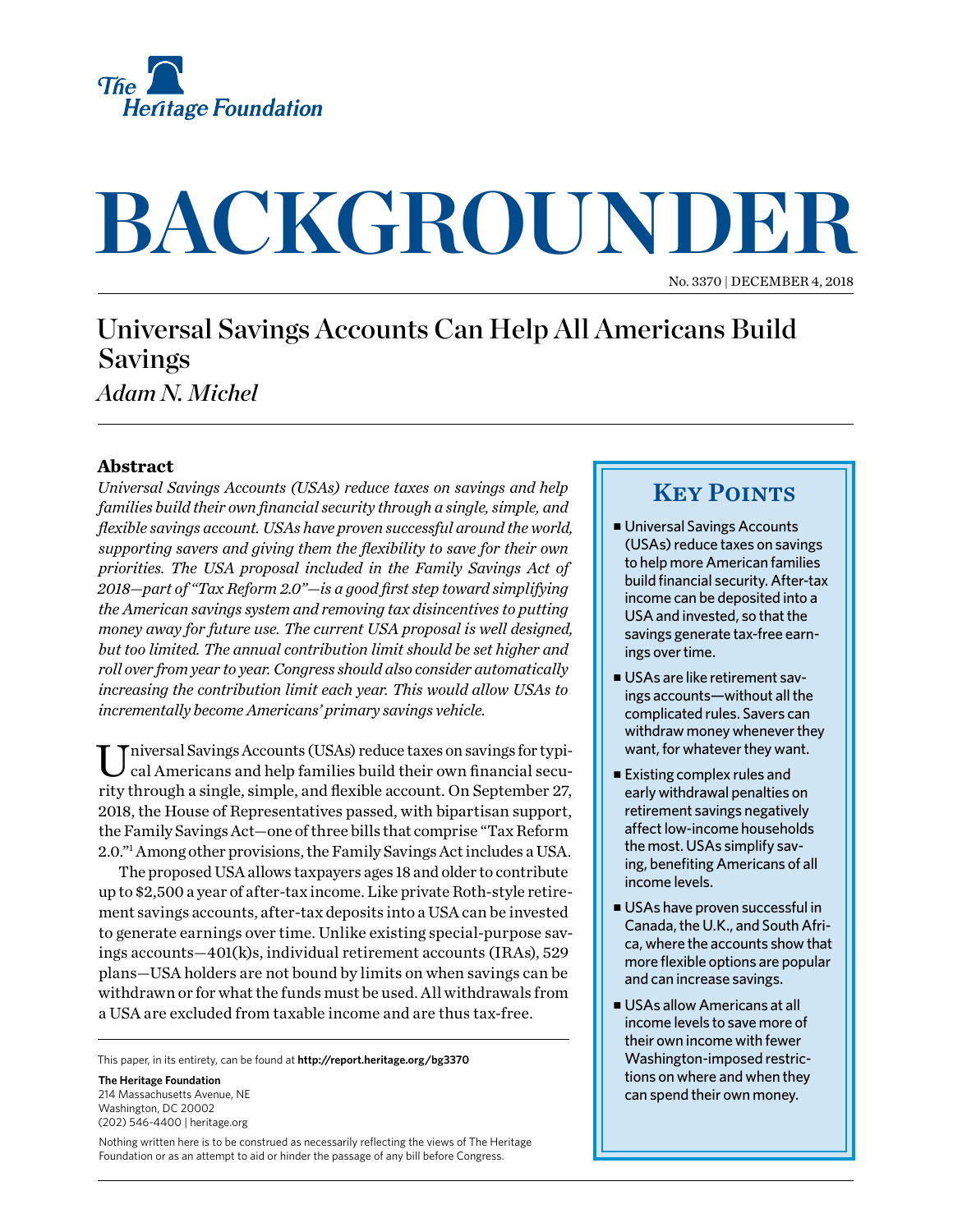The Heritage Foundation

# BACKGROUNDER

No. 3370 | DECEMBER 4, 2018

## Universal Savings Accounts Can Help All Americans Build Savings

*Adam N. Michel*

### Abstract

*Universal Savings Accounts (USAs) reduce taxes on savings and help families build their own financial security through a single, simple, and flexible savings account. USAs have proven successful around the world, supporting savers and giving them the flexibility to save for their own priorities. The USA proposal included in the Family Savings Act of 2018—part of "Tax Reform 2.0"—is a good first step toward simplifying the American savings system and removing tax disincentives to putting money away for future use. The current USA proposal is well designed, but too limited. The annual contribution limit should be set higher and roll over from year to year. Congress should also consider automatically increasing the contribution limit each year. This would allow USAs to incrementally become Americans' primary savings vehicle.*

Universal Savings Accounts (USAs) reduce taxes on savings for typical Americans and help families build their own financial security through a single, simple, and flexible account. On September 27, 2018, the House of Representatives passed, with bipartisan support, the Family Savings Act—one of three bills that comprise "Tax Reform 2.0."[1] Among other provisions, the Family Savings Act includes a USA.

The proposed USA allows taxpayers ages 18 and older to contribute up to $2,500 a year of after-tax income. Like private Roth-style retirement savings accounts, after-tax deposits into a USA can be invested to generate earnings over time. Unlike existing special-purpose savings accounts—401(k)s, individual retirement accounts (IRAs), 529 plans—USA holders are not bound by limits on when savings can be withdrawn or for what the funds must be used. All withdrawals from a USA are excluded from taxable income and are thus tax-free.

### Key Points

- Universal Savings Accounts (USAs) reduce taxes on savings to help more American families build financial security. After-tax income can be deposited into a USA and invested, so that the savings generate tax-free earnings over time.
- USAs are like retirement savings accounts—without all the complicated rules. Savers can withdraw money whenever they want, for whatever they want.
- Existing complex rules and early withdrawal penalties on retirement savings negatively affect low-income households the most. USAs simplify saving, benefiting Americans of all income levels.
- USAs have proven successful in Canada, the U.K., and South Africa, where the accounts show that more flexible options are popular and can increase savings.
- USAs allow Americans at all income levels to save more of their own income with fewer Washington-imposed restrictions on where and when they can spend their own money.

This paper, in its entirety, can be found at **http://report.heritage.org/bg3370**

**The Heritage Foundation**
214 Massachusetts Avenue, NE
Washington, DC 20002
(202) 546-4400 | heritage.org

Nothing written here is to be construed as necessarily reflecting the views of The Heritage Foundation or as an attempt to aid or hinder the passage of any bill before Congress.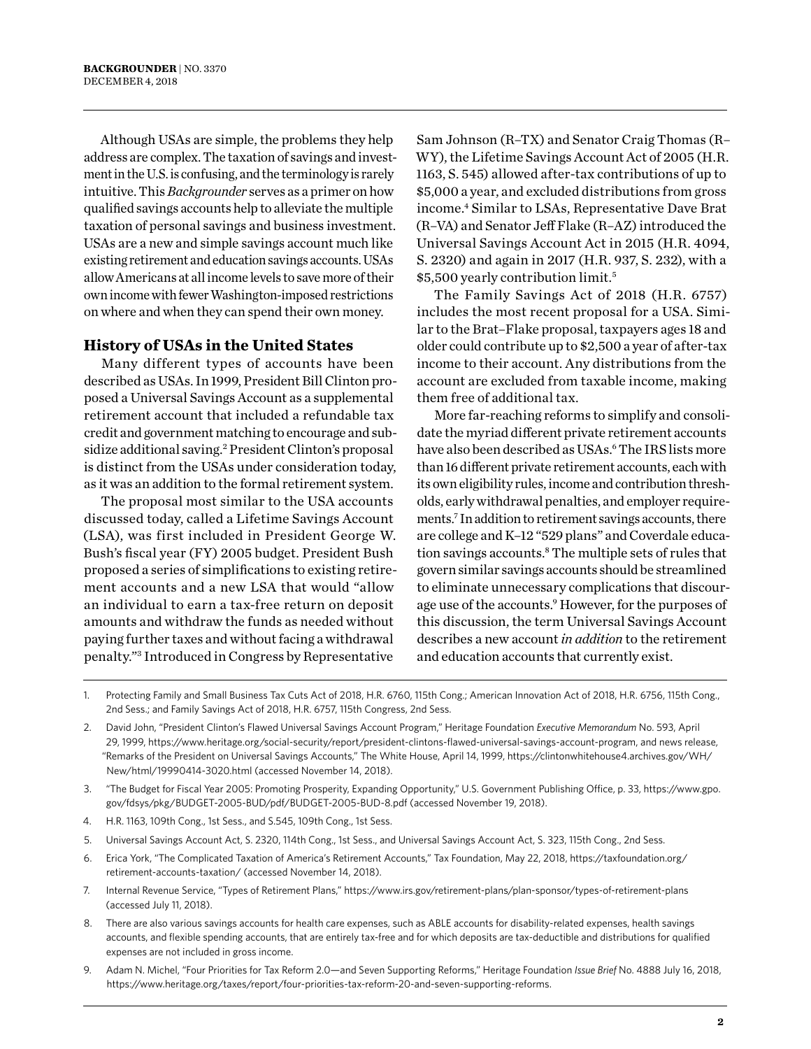Although USAs are simple, the problems they help address are complex. The taxation of savings and investment in the U.S. is confusing, and the terminology is rarely intuitive. This *Backgrounder* serves as a primer on how qualified savings accounts help to alleviate the multiple taxation of personal savings and business investment. USAs are a new and simple savings account much like existing retirement and education savings accounts. USAs allow Americans at all income levels to save more of their own income with fewer Washington-imposed restrictions on where and when they can spend their own money.

## History of USAs in the United States

Many different types of accounts have been described as USAs. In 1999, President Bill Clinton proposed a Universal Savings Account as a supplemental retirement account that included a refundable tax credit and government matching to encourage and subsidize additional saving.[2] President Clinton's proposal is distinct from the USAs under consideration today, as it was an addition to the formal retirement system.

The proposal most similar to the USA accounts discussed today, called a Lifetime Savings Account (LSA), was first included in President George W. Bush's fiscal year (FY) 2005 budget. President Bush proposed a series of simplifications to existing retirement accounts and a new LSA that would "allow an individual to earn a tax-free return on deposit amounts and withdraw the funds as needed without paying further taxes and without facing a withdrawal penalty."[3] Introduced in Congress by Representative Sam Johnson (R–TX) and Senator Craig Thomas (R–WY), the Lifetime Savings Account Act of 2005 (H.R. 1163, S. 545) allowed after-tax contributions of up to \$5,000 a year, and excluded distributions from gross income.[4] Similar to LSAs, Representative Dave Brat (R–VA) and Senator Jeff Flake (R–AZ) introduced the Universal Savings Account Act in 2015 (H.R. 4094, S. 2320) and again in 2017 (H.R. 937, S. 232), with a \$5,500 yearly contribution limit.[5]

The Family Savings Act of 2018 (H.R. 6757) includes the most recent proposal for a USA. Similar to the Brat–Flake proposal, taxpayers ages 18 and older could contribute up to \$2,500 a year of after-tax income to their account. Any distributions from the account are excluded from taxable income, making them free of additional tax.

More far-reaching reforms to simplify and consolidate the myriad different private retirement accounts have also been described as USAs.[6] The IRS lists more than 16 different private retirement accounts, each with its own eligibility rules, income and contribution thresholds, early withdrawal penalties, and employer requirements.[7] In addition to retirement savings accounts, there are college and K–12 "529 plans" and Coverdale education savings accounts.[8] The multiple sets of rules that govern similar savings accounts should be streamlined to eliminate unnecessary complications that discourage use of the accounts.[9] However, for the purposes of this discussion, the term Universal Savings Account describes a new account *in addition* to the retirement and education accounts that currently exist.

---

1. Protecting Family and Small Business Tax Cuts Act of 2018, H.R. 6760, 115th Cong.; American Innovation Act of 2018, H.R. 6756, 115th Cong., 2nd Sess.; and Family Savings Act of 2018, H.R. 6757, 115th Congress, 2nd Sess.
2. David John, "President Clinton's Flawed Universal Savings Account Program," Heritage Foundation *Executive Memorandum* No. 593, April 29, 1999, https://www.heritage.org/social-security/report/president-clintons-flawed-universal-savings-account-program, and news release, "Remarks of the President on Universal Savings Accounts," The White House, April 14, 1999, https://clintonwhitehouse4.archives.gov/WH/New/html/19990414-3020.html (accessed November 14, 2018).
3. "The Budget for Fiscal Year 2005: Promoting Prosperity, Expanding Opportunity," U.S. Government Publishing Office, p. 33, https://www.gpo.gov/fdsys/pkg/BUDGET-2005-BUD/pdf/BUDGET-2005-BUD-8.pdf (accessed November 19, 2018).
4. H.R. 1163, 109th Cong., 1st Sess., and S.545, 109th Cong., 1st Sess.
5. Universal Savings Account Act, S. 2320, 114th Cong., 1st Sess., and Universal Savings Account Act, S. 323, 115th Cong., 2nd Sess.
6. Erica York, "The Complicated Taxation of America's Retirement Accounts," Tax Foundation, May 22, 2018, https://taxfoundation.org/retirement-accounts-taxation/ (accessed November 14, 2018).
7. Internal Revenue Service, "Types of Retirement Plans," https://www.irs.gov/retirement-plans/plan-sponsor/types-of-retirement-plans (accessed July 11, 2018).
8. There are also various savings accounts for health care expenses, such as ABLE accounts for disability-related expenses, health savings accounts, and flexible spending accounts, that are entirely tax-free and for which deposits are tax-deductible and distributions for qualified expenses are not included in gross income.
9. Adam N. Michel, "Four Priorities for Tax Reform 2.0—and Seven Supporting Reforms," Heritage Foundation *Issue Brief* No. 4888 July 16, 2018, https://www.heritage.org/taxes/report/four-priorities-tax-reform-20-and-seven-supporting-reforms.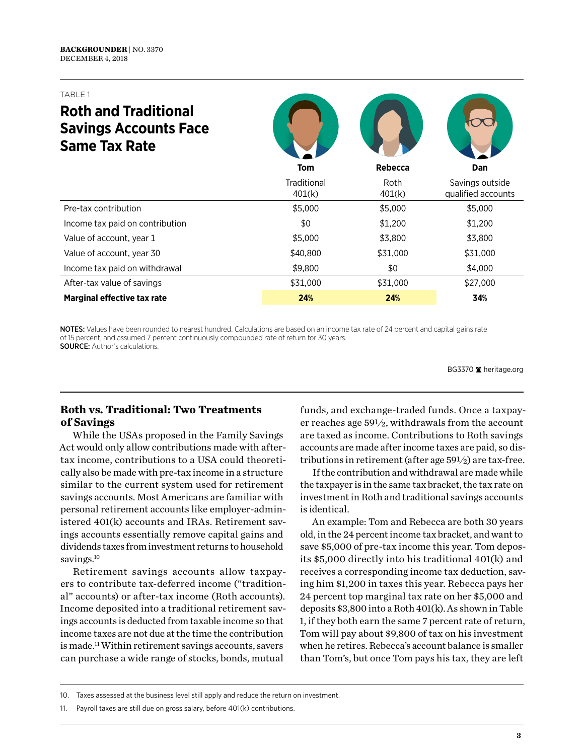TABLE 1

## Roth and Traditional Savings Accounts Face Same Tax Rate

| | Tom<br>Traditional 401(k) | Rebecca<br>Roth 401(k) | Dan<br>Savings outside qualified accounts |
|---|---|---|---|
| Pre-tax contribution | $5,000 | $5,000 | $5,000 |
| Income tax paid on contribution | $0 | $1,200 | $1,200 |
| Value of account, year 1 | $5,000 | $3,800 | $3,800 |
| Value of account, year 30 | $40,800 | $31,000 | $31,000 |
| Income tax paid on withdrawal | $9,800 | $0 | $4,000 |
| After-tax value of savings | $31,000 | $31,000 | $27,000 |
| **Marginal effective tax rate** | **24%** | **24%** | **34%** |

**NOTES:** Values have been rounded to nearest hundred. Calculations are based on an income tax rate of 24 percent and capital gains rate of 15 percent, and assumed 7 percent continuously compounded rate of return for 30 years.
**SOURCE:** Author's calculations.

BG3370 heritage.org

## Roth vs. Traditional: Two Treatments of Savings

While the USAs proposed in the Family Savings Act would only allow contributions made with after-tax income, contributions to a USA could theoretically also be made with pre-tax income in a structure similar to the current system used for retirement savings accounts. Most Americans are familiar with personal retirement accounts like employer-administered 401(k) accounts and IRAs. Retirement savings accounts essentially remove capital gains and dividends taxes from investment returns to household savings.[10]

Retirement savings accounts allow taxpayers to contribute tax-deferred income ("traditional" accounts) or after-tax income (Roth accounts). Income deposited into a traditional retirement savings accounts is deducted from taxable income so that income taxes are not due at the time the contribution is made.[11] Within retirement savings accounts, savers can purchase a wide range of stocks, bonds, mutual funds, and exchange-traded funds. Once a taxpayer reaches age 59½, withdrawals from the account are taxed as income. Contributions to Roth savings accounts are made after income taxes are paid, so distributions in retirement (after age 59½) are tax-free.

If the contribution and withdrawal are made while the taxpayer is in the same tax bracket, the tax rate on investment in Roth and traditional savings accounts is identical.

An example: Tom and Rebecca are both 30 years old, in the 24 percent income tax bracket, and want to save $5,000 of pre-tax income this year. Tom deposits his $5,000 directly into his traditional 401(k) and receives a corresponding income tax deduction, saving him $1,200 in taxes this year. Rebecca pays her 24 percent top marginal tax rate on her $5,000 and deposits $3,800 into a Roth 401(k). As shown in Table 1, if they both earn the same 7 percent rate of return, Tom will pay about $9,800 of tax on his investment when he retires. Rebecca's account balance is smaller than Tom's, but once Tom pays his tax, they are left

10. Taxes assessed at the business level still apply and reduce the return on investment.

11. Payroll taxes are still due on gross salary, before 401(k) contributions.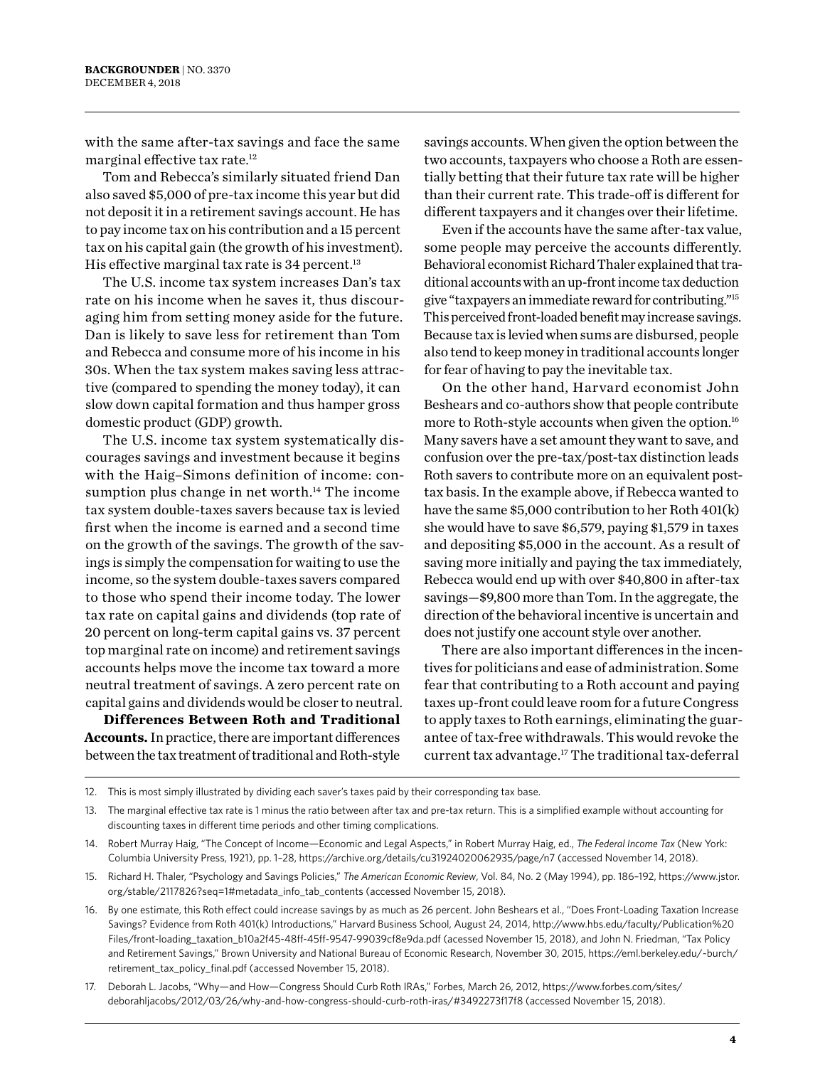with the same after-tax savings and face the same marginal effective tax rate.[12]

Tom and Rebecca's similarly situated friend Dan also saved $5,000 of pre-tax income this year but did not deposit it in a retirement savings account. He has to pay income tax on his contribution and a 15 percent tax on his capital gain (the growth of his investment). His effective marginal tax rate is 34 percent.[13]

The U.S. income tax system increases Dan's tax rate on his income when he saves it, thus discouraging him from setting money aside for the future. Dan is likely to save less for retirement than Tom and Rebecca and consume more of his income in his 30s. When the tax system makes saving less attractive (compared to spending the money today), it can slow down capital formation and thus hamper gross domestic product (GDP) growth.

The U.S. income tax system systematically discourages savings and investment because it begins with the Haig–Simons definition of income: consumption plus change in net worth.[14] The income tax system double-taxes savers because tax is levied first when the income is earned and a second time on the growth of the savings. The growth of the savings is simply the compensation for waiting to use the income, so the system double-taxes savers compared to those who spend their income today. The lower tax rate on capital gains and dividends (top rate of 20 percent on long-term capital gains vs. 37 percent top marginal rate on income) and retirement savings accounts helps move the income tax toward a more neutral treatment of savings. A zero percent rate on capital gains and dividends would be closer to neutral.

**Differences Between Roth and Traditional Accounts.** In practice, there are important differences between the tax treatment of traditional and Roth-style savings accounts. When given the option between the two accounts, taxpayers who choose a Roth are essentially betting that their future tax rate will be higher than their current rate. This trade-off is different for different taxpayers and it changes over their lifetime.

Even if the accounts have the same after-tax value, some people may perceive the accounts differently. Behavioral economist Richard Thaler explained that traditional accounts with an up-front income tax deduction give "taxpayers an immediate reward for contributing."[15] This perceived front-loaded benefit may increase savings. Because tax is levied when sums are disbursed, people also tend to keep money in traditional accounts longer for fear of having to pay the inevitable tax.

On the other hand, Harvard economist John Beshears and co-authors show that people contribute more to Roth-style accounts when given the option.[16] Many savers have a set amount they want to save, and confusion over the pre-tax/post-tax distinction leads Roth savers to contribute more on an equivalent post-tax basis. In the example above, if Rebecca wanted to have the same $5,000 contribution to her Roth 401(k) she would have to save $6,579, paying $1,579 in taxes and depositing $5,000 in the account. As a result of saving more initially and paying the tax immediately, Rebecca would end up with over $40,800 in after-tax savings—$9,800 more than Tom. In the aggregate, the direction of the behavioral incentive is uncertain and does not justify one account style over another.

There are also important differences in the incentives for politicians and ease of administration. Some fear that contributing to a Roth account and paying taxes up-front could leave room for a future Congress to apply taxes to Roth earnings, eliminating the guarantee of tax-free withdrawals. This would revoke the current tax advantage.[17] The traditional tax-deferral

---

12. This is most simply illustrated by dividing each saver's taxes paid by their corresponding tax base.

13. The marginal effective tax rate is 1 minus the ratio between after tax and pre-tax return. This is a simplified example without accounting for discounting taxes in different time periods and other timing complications.

14. Robert Murray Haig, "The Concept of Income—Economic and Legal Aspects," in Robert Murray Haig, ed., *The Federal Income Tax* (New York: Columbia University Press, 1921), pp. 1–28, https://archive.org/details/cu31924020062935/page/n7 (accessed November 14, 2018).

15. Richard H. Thaler, "Psychology and Savings Policies," *The American Economic Review*, Vol. 84, No. 2 (May 1994), pp. 186–192, https://www.jstor.org/stable/2117826?seq=1#metadata_info_tab_contents (accessed November 15, 2018).

16. By one estimate, this Roth effect could increase savings by as much as 26 percent. John Beshears et al., "Does Front-Loading Taxation Increase Savings? Evidence from Roth 401(k) Introductions," Harvard Business School, August 24, 2014, http://www.hbs.edu/faculty/Publication%20Files/front-loading_taxation_b10a2f45-48ff-45ff-9547-99039cf8e9da.pdf (acessed November 15, 2018), and John N. Friedman, "Tax Policy and Retirement Savings," Brown University and National Bureau of Economic Research, November 30, 2015, https://eml.berkeley.edu/~burch/retirement_tax_policy_final.pdf (accessed November 15, 2018).

17. Deborah L. Jacobs, "Why—and How—Congress Should Curb Roth IRAs," Forbes, March 26, 2012, https://www.forbes.com/sites/deborahljacobs/2012/03/26/why-and-how-congress-should-curb-roth-iras/#3492273f17f8 (accessed November 15, 2018).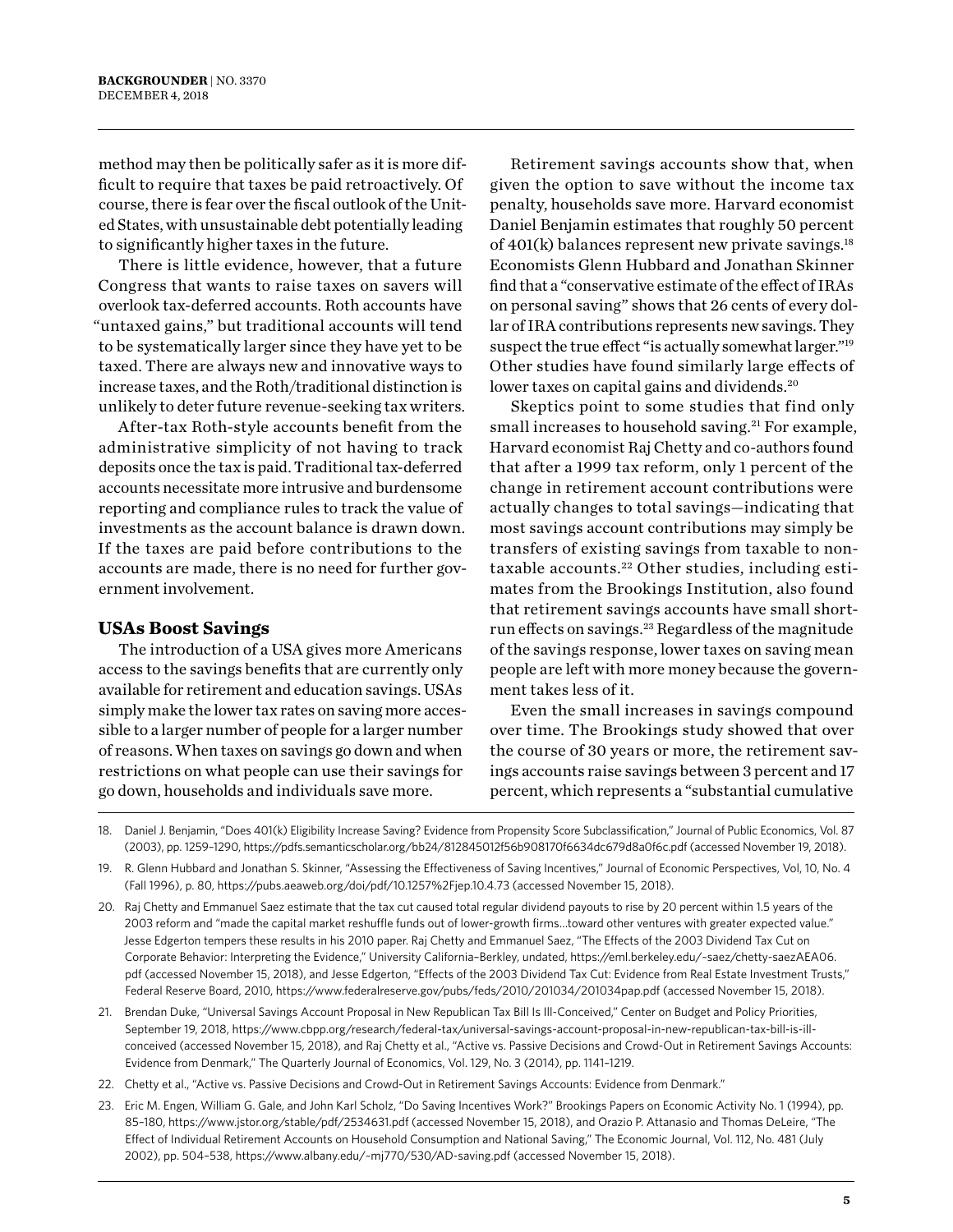method may then be politically safer as it is more difficult to require that taxes be paid retroactively. Of course, there is fear over the fiscal outlook of the United States, with unsustainable debt potentially leading to significantly higher taxes in the future.

There is little evidence, however, that a future Congress that wants to raise taxes on savers will overlook tax-deferred accounts. Roth accounts have "untaxed gains," but traditional accounts will tend to be systematically larger since they have yet to be taxed. There are always new and innovative ways to increase taxes, and the Roth/traditional distinction is unlikely to deter future revenue-seeking tax writers.

After-tax Roth-style accounts benefit from the administrative simplicity of not having to track deposits once the tax is paid. Traditional tax-deferred accounts necessitate more intrusive and burdensome reporting and compliance rules to track the value of investments as the account balance is drawn down. If the taxes are paid before contributions to the accounts are made, there is no need for further government involvement.

## USAs Boost Savings

The introduction of a USA gives more Americans access to the savings benefits that are currently only available for retirement and education savings. USAs simply make the lower tax rates on saving more accessible to a larger number of people for a larger number of reasons. When taxes on savings go down and when restrictions on what people can use their savings for go down, households and individuals save more.

Retirement savings accounts show that, when given the option to save without the income tax penalty, households save more. Harvard economist Daniel Benjamin estimates that roughly 50 percent of 401(k) balances represent new private savings.[18] Economists Glenn Hubbard and Jonathan Skinner find that a "conservative estimate of the effect of IRAs on personal saving" shows that 26 cents of every dollar of IRA contributions represents new savings. They suspect the true effect "is actually somewhat larger."[19] Other studies have found similarly large effects of lower taxes on capital gains and dividends.[20]

Skeptics point to some studies that find only small increases to household saving.[21] For example, Harvard economist Raj Chetty and co-authors found that after a 1999 tax reform, only 1 percent of the change in retirement account contributions were actually changes to total savings—indicating that most savings account contributions may simply be transfers of existing savings from taxable to non-taxable accounts.[22] Other studies, including estimates from the Brookings Institution, also found that retirement savings accounts have small short-run effects on savings.[23] Regardless of the magnitude of the savings response, lower taxes on saving mean people are left with more money because the government takes less of it.

Even the small increases in savings compound over time. The Brookings study showed that over the course of 30 years or more, the retirement savings accounts raise savings between 3 percent and 17 percent, which represents a "substantial cumulative

---

18. Daniel J. Benjamin, "Does 401(k) Eligibility Increase Saving? Evidence from Propensity Score Subclassification," Journal of Public Economics, Vol. 87 (2003), pp. 1259–1290, https://pdfs.semanticscholar.org/bb24/812845012f56b908170f6634dc679d8a0f6c.pdf (accessed November 19, 2018).

19. R. Glenn Hubbard and Jonathan S. Skinner, "Assessing the Effectiveness of Saving Incentives," Journal of Economic Perspectives, Vol, 10, No. 4 (Fall 1996), p. 80, https://pubs.aeaweb.org/doi/pdf/10.1257%2Fjep.10.4.73 (accessed November 15, 2018).

20. Raj Chetty and Emmanuel Saez estimate that the tax cut caused total regular dividend payouts to rise by 20 percent within 1.5 years of the 2003 reform and "made the capital market reshuffle funds out of lower-growth firms…toward other ventures with greater expected value." Jesse Edgerton tempers these results in his 2010 paper. Raj Chetty and Emmanuel Saez, "The Effects of the 2003 Dividend Tax Cut on Corporate Behavior: Interpreting the Evidence," University California–Berkley, undated, https://eml.berkeley.edu/~saez/chetty-saezAEA06.pdf (accessed November 15, 2018), and Jesse Edgerton, "Effects of the 2003 Dividend Tax Cut: Evidence from Real Estate Investment Trusts," Federal Reserve Board, 2010, https://www.federalreserve.gov/pubs/feds/2010/201034/201034pap.pdf (accessed November 15, 2018).

21. Brendan Duke, "Universal Savings Account Proposal in New Republican Tax Bill Is Ill-Conceived," Center on Budget and Policy Priorities, September 19, 2018, https://www.cbpp.org/research/federal-tax/universal-savings-account-proposal-in-new-republican-tax-bill-is-ill-conceived (accessed November 15, 2018), and Raj Chetty et al., "Active vs. Passive Decisions and Crowd-Out in Retirement Savings Accounts: Evidence from Denmark," The Quarterly Journal of Economics, Vol. 129, No. 3 (2014), pp. 1141–1219.

22. Chetty et al., "Active vs. Passive Decisions and Crowd-Out in Retirement Savings Accounts: Evidence from Denmark."

23. Eric M. Engen, William G. Gale, and John Karl Scholz, "Do Saving Incentives Work?" Brookings Papers on Economic Activity No. 1 (1994), pp. 85–180, https://www.jstor.org/stable/pdf/2534631.pdf (accessed November 15, 2018), and Orazio P. Attanasio and Thomas DeLeire, "The Effect of Individual Retirement Accounts on Household Consumption and National Saving," The Economic Journal, Vol. 112, No. 481 (July 2002), pp. 504–538, https://www.albany.edu/~mj770/530/AD-saving.pdf (accessed November 15, 2018).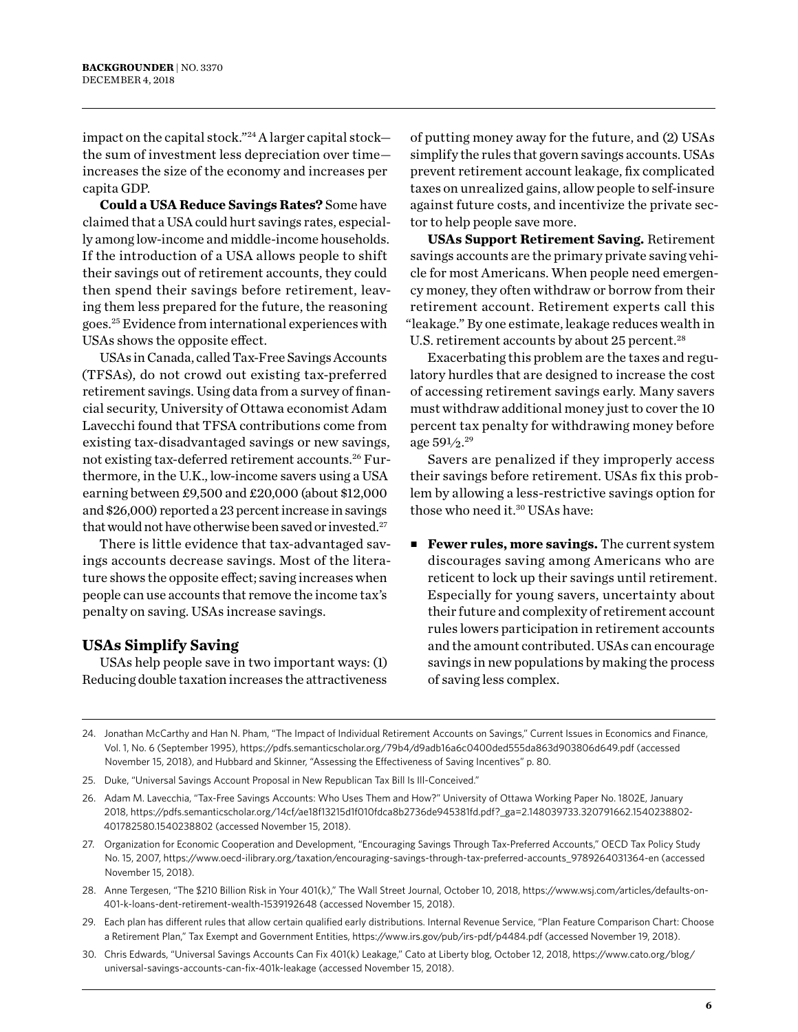impact on the capital stock."[24] A larger capital stock—the sum of investment less depreciation over time—increases the size of the economy and increases per capita GDP.

**Could a USA Reduce Savings Rates?** Some have claimed that a USA could hurt savings rates, especially among low-income and middle-income households. If the introduction of a USA allows people to shift their savings out of retirement accounts, they could then spend their savings before retirement, leaving them less prepared for the future, the reasoning goes.[25] Evidence from international experiences with USAs shows the opposite effect.

USAs in Canada, called Tax-Free Savings Accounts (TFSAs), do not crowd out existing tax-preferred retirement savings. Using data from a survey of financial security, University of Ottawa economist Adam Lavecchi found that TFSA contributions come from existing tax-disadvantaged savings or new savings, not existing tax-deferred retirement accounts.[26] Furthermore, in the U.K., low-income savers using a USA earning between £9,500 and £20,000 (about $12,000 and $26,000) reported a 23 percent increase in savings that would not have otherwise been saved or invested.[27]

There is little evidence that tax-advantaged savings accounts decrease savings. Most of the literature shows the opposite effect; saving increases when people can use accounts that remove the income tax's penalty on saving. USAs increase savings.

## USAs Simplify Saving

USAs help people save in two important ways: (1) Reducing double taxation increases the attractiveness of putting money away for the future, and (2) USAs simplify the rules that govern savings accounts. USAs prevent retirement account leakage, fix complicated taxes on unrealized gains, allow people to self-insure against future costs, and incentivize the private sector to help people save more.

**USAs Support Retirement Saving.** Retirement savings accounts are the primary private saving vehicle for most Americans. When people need emergency money, they often withdraw or borrow from their retirement account. Retirement experts call this "leakage." By one estimate, leakage reduces wealth in U.S. retirement accounts by about 25 percent.[28]

Exacerbating this problem are the taxes and regulatory hurdles that are designed to increase the cost of accessing retirement savings early. Many savers must withdraw additional money just to cover the 10 percent tax penalty for withdrawing money before age 59½.[29]

Savers are penalized if they improperly access their savings before retirement. USAs fix this problem by allowing a less-restrictive savings option for those who need it.[30] USAs have:

- **Fewer rules, more savings.** The current system discourages saving among Americans who are reticent to lock up their savings until retirement. Especially for young savers, uncertainty about their future and complexity of retirement account rules lowers participation in retirement accounts and the amount contributed. USAs can encourage savings in new populations by making the process of saving less complex.

---

24. Jonathan McCarthy and Han N. Pham, "The Impact of Individual Retirement Accounts on Savings," Current Issues in Economics and Finance, Vol. 1, No. 6 (September 1995), https://pdfs.semanticscholar.org/79b4/d9adb16a6c0400ded555da863d903806d649.pdf (accessed November 15, 2018), and Hubbard and Skinner, "Assessing the Effectiveness of Saving Incentives" p. 80.
25. Duke, "Universal Savings Account Proposal in New Republican Tax Bill Is Ill-Conceived."
26. Adam M. Lavecchia, "Tax-Free Savings Accounts: Who Uses Them and How?" University of Ottawa Working Paper No. 1802E, January 2018, https://pdfs.semanticscholar.org/14cf/ae18f13215d1f010fdca8b2736de945381fd.pdf?_ga=2.148039733.320791662.1540238802-401782580.1540238802 (accessed November 15, 2018).
27. Organization for Economic Cooperation and Development, "Encouraging Savings Through Tax-Preferred Accounts," OECD Tax Policy Study No. 15, 2007, https://www.oecd-ilibrary.org/taxation/encouraging-savings-through-tax-preferred-accounts_9789264031364-en (accessed November 15, 2018).
28. Anne Tergesen, "The $210 Billion Risk in Your 401(k)," The Wall Street Journal, October 10, 2018, https://www.wsj.com/articles/defaults-on-401-k-loans-dent-retirement-wealth-1539192648 (accessed November 15, 2018).
29. Each plan has different rules that allow certain qualified early distributions. Internal Revenue Service, "Plan Feature Comparison Chart: Choose a Retirement Plan," Tax Exempt and Government Entities, https://www.irs.gov/pub/irs-pdf/p4484.pdf (accessed November 19, 2018).
30. Chris Edwards, "Universal Savings Accounts Can Fix 401(k) Leakage," Cato at Liberty blog, October 12, 2018, https://www.cato.org/blog/universal-savings-accounts-can-fix-401k-leakage (accessed November 15, 2018).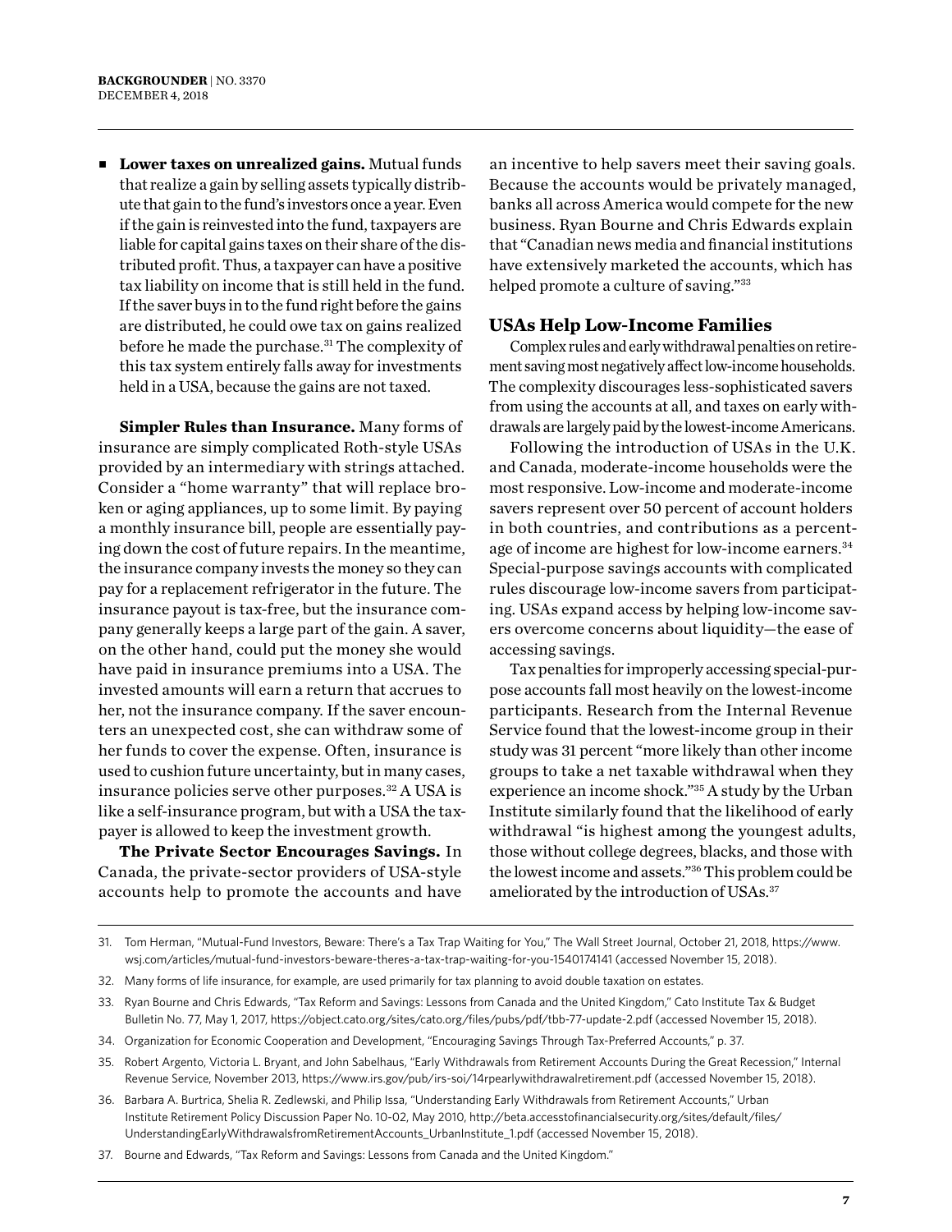- **Lower taxes on unrealized gains.** Mutual funds that realize a gain by selling assets typically distribute that gain to the fund's investors once a year. Even if the gain is reinvested into the fund, taxpayers are liable for capital gains taxes on their share of the distributed profit. Thus, a taxpayer can have a positive tax liability on income that is still held in the fund. If the saver buys in to the fund right before the gains are distributed, he could owe tax on gains realized before he made the purchase.[31] The complexity of this tax system entirely falls away for investments held in a USA, because the gains are not taxed.

**Simpler Rules than Insurance.** Many forms of insurance are simply complicated Roth-style USAs provided by an intermediary with strings attached. Consider a "home warranty" that will replace broken or aging appliances, up to some limit. By paying a monthly insurance bill, people are essentially paying down the cost of future repairs. In the meantime, the insurance company invests the money so they can pay for a replacement refrigerator in the future. The insurance payout is tax-free, but the insurance company generally keeps a large part of the gain. A saver, on the other hand, could put the money she would have paid in insurance premiums into a USA. The invested amounts will earn a return that accrues to her, not the insurance company. If the saver encounters an unexpected cost, she can withdraw some of her funds to cover the expense. Often, insurance is used to cushion future uncertainty, but in many cases, insurance policies serve other purposes.[32] A USA is like a self-insurance program, but with a USA the taxpayer is allowed to keep the investment growth.

**The Private Sector Encourages Savings.** In Canada, the private-sector providers of USA-style accounts help to promote the accounts and have an incentive to help savers meet their saving goals. Because the accounts would be privately managed, banks all across America would compete for the new business. Ryan Bourne and Chris Edwards explain that "Canadian news media and financial institutions have extensively marketed the accounts, which has helped promote a culture of saving."[33]

### USAs Help Low-Income Families

Complex rules and early withdrawal penalties on retirement saving most negatively affect low-income households. The complexity discourages less-sophisticated savers from using the accounts at all, and taxes on early withdrawals are largely paid by the lowest-income Americans.

Following the introduction of USAs in the U.K. and Canada, moderate-income households were the most responsive. Low-income and moderate-income savers represent over 50 percent of account holders in both countries, and contributions as a percentage of income are highest for low-income earners.[34] Special-purpose savings accounts with complicated rules discourage low-income savers from participating. USAs expand access by helping low-income savers overcome concerns about liquidity—the ease of accessing savings.

Tax penalties for improperly accessing special-purpose accounts fall most heavily on the lowest-income participants. Research from the Internal Revenue Service found that the lowest-income group in their study was 31 percent "more likely than other income groups to take a net taxable withdrawal when they experience an income shock."[35] A study by the Urban Institute similarly found that the likelihood of early withdrawal "is highest among the youngest adults, those without college degrees, blacks, and those with the lowest income and assets."[36] This problem could be ameliorated by the introduction of USAs.[37]

---

31. Tom Herman, "Mutual-Fund Investors, Beware: There's a Tax Trap Waiting for You," The Wall Street Journal, October 21, 2018, https://www.wsj.com/articles/mutual-fund-investors-beware-theres-a-tax-trap-waiting-for-you-1540174141 (accessed November 15, 2018).
32. Many forms of life insurance, for example, are used primarily for tax planning to avoid double taxation on estates.
33. Ryan Bourne and Chris Edwards, "Tax Reform and Savings: Lessons from Canada and the United Kingdom," Cato Institute Tax & Budget Bulletin No. 77, May 1, 2017, https://object.cato.org/sites/cato.org/files/pubs/pdf/tbb-77-update-2.pdf (accessed November 15, 2018).
34. Organization for Economic Cooperation and Development, "Encouraging Savings Through Tax-Preferred Accounts," p. 37.
35. Robert Argento, Victoria L. Bryant, and John Sabelhaus, "Early Withdrawals from Retirement Accounts During the Great Recession," Internal Revenue Service, November 2013, https://www.irs.gov/pub/irs-soi/14rpearlywithdrawalretirement.pdf (accessed November 15, 2018).
36. Barbara A. Burtrica, Shelia R. Zedlewski, and Philip Issa, "Understanding Early Withdrawals from Retirement Accounts," Urban Institute Retirement Policy Discussion Paper No. 10-02, May 2010, http://beta.accesstofinancialsecurity.org/sites/default/files/UnderstandingEarlyWithdrawalsfromRetirementAccounts_UrbanInstitute_1.pdf (accessed November 15, 2018).
37. Bourne and Edwards, "Tax Reform and Savings: Lessons from Canada and the United Kingdom."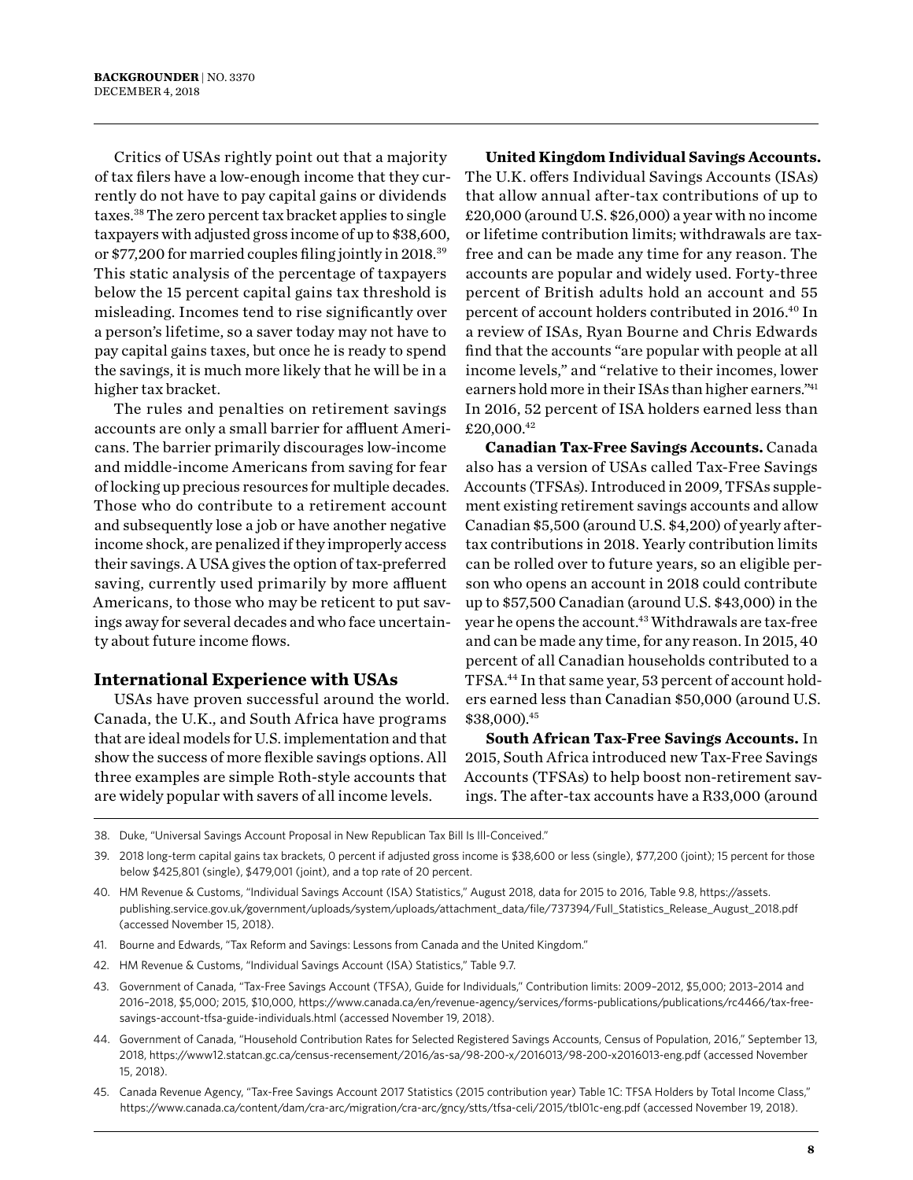Critics of USAs rightly point out that a majority of tax filers have a low-enough income that they currently do not have to pay capital gains or dividends taxes.[38] The zero percent tax bracket applies to single taxpayers with adjusted gross income of up to $38,600, or $77,200 for married couples filing jointly in 2018.[39] This static analysis of the percentage of taxpayers below the 15 percent capital gains tax threshold is misleading. Incomes tend to rise significantly over a person's lifetime, so a saver today may not have to pay capital gains taxes, but once he is ready to spend the savings, it is much more likely that he will be in a higher tax bracket.

The rules and penalties on retirement savings accounts are only a small barrier for affluent Americans. The barrier primarily discourages low-income and middle-income Americans from saving for fear of locking up precious resources for multiple decades. Those who do contribute to a retirement account and subsequently lose a job or have another negative income shock, are penalized if they improperly access their savings. A USA gives the option of tax-preferred saving, currently used primarily by more affluent Americans, to those who may be reticent to put savings away for several decades and who face uncertainty about future income flows.

## International Experience with USAs

USAs have proven successful around the world. Canada, the U.K., and South Africa have programs that are ideal models for U.S. implementation and that show the success of more flexible savings options. All three examples are simple Roth-style accounts that are widely popular with savers of all income levels.

**United Kingdom Individual Savings Accounts.** The U.K. offers Individual Savings Accounts (ISAs) that allow annual after-tax contributions of up to £20,000 (around U.S. $26,000) a year with no income or lifetime contribution limits; withdrawals are tax-free and can be made any time for any reason. The accounts are popular and widely used. Forty-three percent of British adults hold an account and 55 percent of account holders contributed in 2016.[40] In a review of ISAs, Ryan Bourne and Chris Edwards find that the accounts "are popular with people at all income levels," and "relative to their incomes, lower earners hold more in their ISAs than higher earners."[41] In 2016, 52 percent of ISA holders earned less than £20,000.[42]

**Canadian Tax-Free Savings Accounts.** Canada also has a version of USAs called Tax-Free Savings Accounts (TFSAs). Introduced in 2009, TFSAs supplement existing retirement savings accounts and allow Canadian $5,500 (around U.S. $4,200) of yearly after-tax contributions in 2018. Yearly contribution limits can be rolled over to future years, so an eligible person who opens an account in 2018 could contribute up to $57,500 Canadian (around U.S. $43,000) in the year he opens the account.[43] Withdrawals are tax-free and can be made any time, for any reason. In 2015, 40 percent of all Canadian households contributed to a TFSA.[44] In that same year, 53 percent of account holders earned less than Canadian $50,000 (around U.S. $38,000).[45]

**South African Tax-Free Savings Accounts.** In 2015, South Africa introduced new Tax-Free Savings Accounts (TFSAs) to help boost non-retirement savings. The after-tax accounts have a R33,000 (around

---

38. Duke, "Universal Savings Account Proposal in New Republican Tax Bill Is Ill-Conceived."
39. 2018 long-term capital gains tax brackets, 0 percent if adjusted gross income is $38,600 or less (single), $77,200 (joint); 15 percent for those below $425,801 (single), $479,001 (joint), and a top rate of 20 percent.
40. HM Revenue & Customs, "Individual Savings Account (ISA) Statistics," August 2018, data for 2015 to 2016, Table 9.8, https://assets.publishing.service.gov.uk/government/uploads/system/uploads/attachment_data/file/737394/Full_Statistics_Release_August_2018.pdf (accessed November 15, 2018).
41. Bourne and Edwards, "Tax Reform and Savings: Lessons from Canada and the United Kingdom."
42. HM Revenue & Customs, "Individual Savings Account (ISA) Statistics," Table 9.7.
43. Government of Canada, "Tax-Free Savings Account (TFSA), Guide for Individuals," Contribution limits: 2009–2012, $5,000; 2013–2014 and 2016–2018, $5,000; 2015, $10,000, https://www.canada.ca/en/revenue-agency/services/forms-publications/publications/rc4466/tax-free-savings-account-tfsa-guide-individuals.html (accessed November 19, 2018).
44. Government of Canada, "Household Contribution Rates for Selected Registered Savings Accounts, Census of Population, 2016," September 13, 2018, https://www12.statcan.gc.ca/census-recensement/2016/as-sa/98-200-x/2016013/98-200-x2016013-eng.pdf (accessed November 15, 2018).
45. Canada Revenue Agency, "Tax-Free Savings Account 2017 Statistics (2015 contribution year) Table 1C: TFSA Holders by Total Income Class," https://www.canada.ca/content/dam/cra-arc/migration/cra-arc/gncy/stts/tfsa-celi/2015/tbl01c-eng.pdf (accessed November 19, 2018).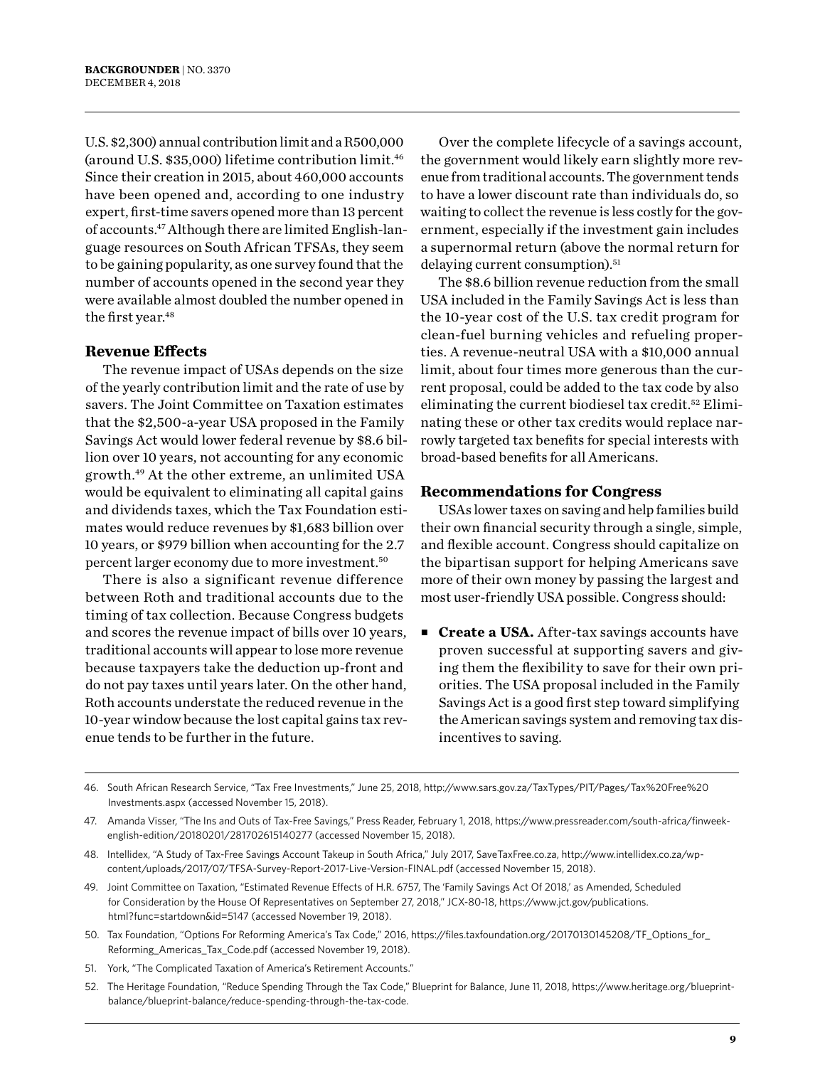U.S. $2,300) annual contribution limit and a R500,000 (around U.S. $35,000) lifetime contribution limit.[46] Since their creation in 2015, about 460,000 accounts have been opened and, according to one industry expert, first-time savers opened more than 13 percent of accounts.[47] Although there are limited English-language resources on South African TFSAs, they seem to be gaining popularity, as one survey found that the number of accounts opened in the second year they were available almost doubled the number opened in the first year.[48]

### Revenue Effects

The revenue impact of USAs depends on the size of the yearly contribution limit and the rate of use by savers. The Joint Committee on Taxation estimates that the $2,500-a-year USA proposed in the Family Savings Act would lower federal revenue by $8.6 billion over 10 years, not accounting for any economic growth.[49] At the other extreme, an unlimited USA would be equivalent to eliminating all capital gains and dividends taxes, which the Tax Foundation estimates would reduce revenues by $1,683 billion over 10 years, or $979 billion when accounting for the 2.7 percent larger economy due to more investment.[50]

There is also a significant revenue difference between Roth and traditional accounts due to the timing of tax collection. Because Congress budgets and scores the revenue impact of bills over 10 years, traditional accounts will appear to lose more revenue because taxpayers take the deduction up-front and do not pay taxes until years later. On the other hand, Roth accounts understate the reduced revenue in the 10-year window because the lost capital gains tax revenue tends to be further in the future.

Over the complete lifecycle of a savings account, the government would likely earn slightly more revenue from traditional accounts. The government tends to have a lower discount rate than individuals do, so waiting to collect the revenue is less costly for the government, especially if the investment gain includes a supernormal return (above the normal return for delaying current consumption).[51]

The $8.6 billion revenue reduction from the small USA included in the Family Savings Act is less than the 10-year cost of the U.S. tax credit program for clean-fuel burning vehicles and refueling properties. A revenue-neutral USA with a $10,000 annual limit, about four times more generous than the current proposal, could be added to the tax code by also eliminating the current biodiesel tax credit.[52] Eliminating these or other tax credits would replace narrowly targeted tax benefits for special interests with broad-based benefits for all Americans.

### Recommendations for Congress

USAs lower taxes on saving and help families build their own financial security through a single, simple, and flexible account. Congress should capitalize on the bipartisan support for helping Americans save more of their own money by passing the largest and most user-friendly USA possible. Congress should:

- **Create a USA.** After-tax savings accounts have proven successful at supporting savers and giving them the flexibility to save for their own priorities. The USA proposal included in the Family Savings Act is a good first step toward simplifying the American savings system and removing tax disincentives to saving.

---

46. South African Research Service, "Tax Free Investments," June 25, 2018, http://www.sars.gov.za/TaxTypes/PIT/Pages/Tax%20Free%20Investments.aspx (accessed November 15, 2018).
47. Amanda Visser, "The Ins and Outs of Tax-Free Savings," Press Reader, February 1, 2018, https://www.pressreader.com/south-africa/finweek-english-edition/20180201/281702615140277 (accessed November 15, 2018).
48. Intellidex, "A Study of Tax-Free Savings Account Takeup in South Africa," July 2017, SaveTaxFree.co.za, http://www.intellidex.co.za/wp-content/uploads/2017/07/TFSA-Survey-Report-2017-Live-Version-FINAL.pdf (accessed November 15, 2018).
49. Joint Committee on Taxation, "Estimated Revenue Effects of H.R. 6757, The 'Family Savings Act Of 2018,' as Amended, Scheduled for Consideration by the House Of Representatives on September 27, 2018," JCX-80-18, https://www.jct.gov/publications.html?func=startdown&id=5147 (accessed November 19, 2018).
50. Tax Foundation, "Options For Reforming America's Tax Code," 2016, https://files.taxfoundation.org/20170130145208/TF_Options_for_Reforming_Americas_Tax_Code.pdf (accessed November 19, 2018).
51. York, "The Complicated Taxation of America's Retirement Accounts."
52. The Heritage Foundation, "Reduce Spending Through the Tax Code," Blueprint for Balance, June 11, 2018, https://www.heritage.org/blueprint-balance/blueprint-balance/reduce-spending-through-the-tax-code.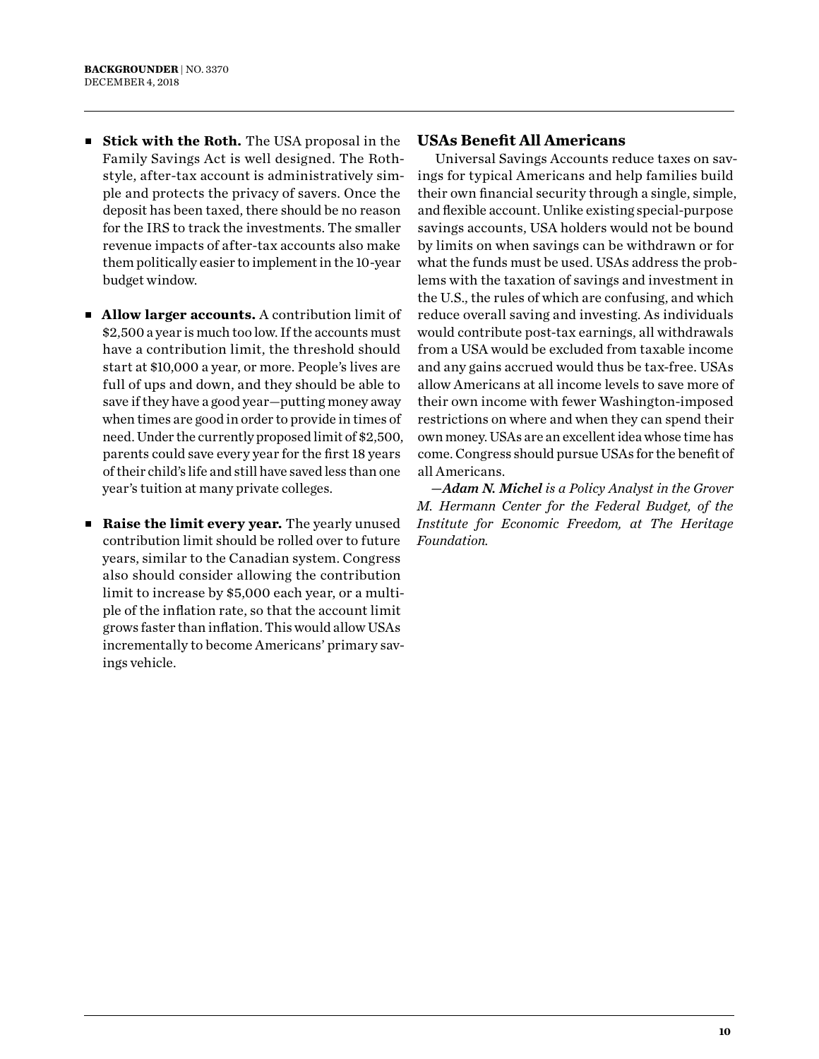- **Stick with the Roth.** The USA proposal in the Family Savings Act is well designed. The Roth-style, after-tax account is administratively simple and protects the privacy of savers. Once the deposit has been taxed, there should be no reason for the IRS to track the investments. The smaller revenue impacts of after-tax accounts also make them politically easier to implement in the 10-year budget window.

- **Allow larger accounts.** A contribution limit of \$2,500 a year is much too low. If the accounts must have a contribution limit, the threshold should start at \$10,000 a year, or more. People's lives are full of ups and down, and they should be able to save if they have a good year—putting money away when times are good in order to provide in times of need. Under the currently proposed limit of \$2,500, parents could save every year for the first 18 years of their child's life and still have saved less than one year's tuition at many private colleges.

- **Raise the limit every year.** The yearly unused contribution limit should be rolled over to future years, similar to the Canadian system. Congress also should consider allowing the contribution limit to increase by \$5,000 each year, or a multiple of the inflation rate, so that the account limit grows faster than inflation. This would allow USAs incrementally to become Americans' primary savings vehicle.

## USAs Benefit All Americans

Universal Savings Accounts reduce taxes on savings for typical Americans and help families build their own financial security through a single, simple, and flexible account. Unlike existing special-purpose savings accounts, USA holders would not be bound by limits on when savings can be withdrawn or for what the funds must be used. USAs address the problems with the taxation of savings and investment in the U.S., the rules of which are confusing, and which reduce overall saving and investing. As individuals would contribute post-tax earnings, all withdrawals from a USA would be excluded from taxable income and any gains accrued would thus be tax-free. USAs allow Americans at all income levels to save more of their own income with fewer Washington-imposed restrictions on where and when they can spend their own money. USAs are an excellent idea whose time has come. Congress should pursue USAs for the benefit of all Americans.

*—**Adam N. Michel** is a Policy Analyst in the Grover M. Hermann Center for the Federal Budget, of the Institute for Economic Freedom, at The Heritage Foundation.*